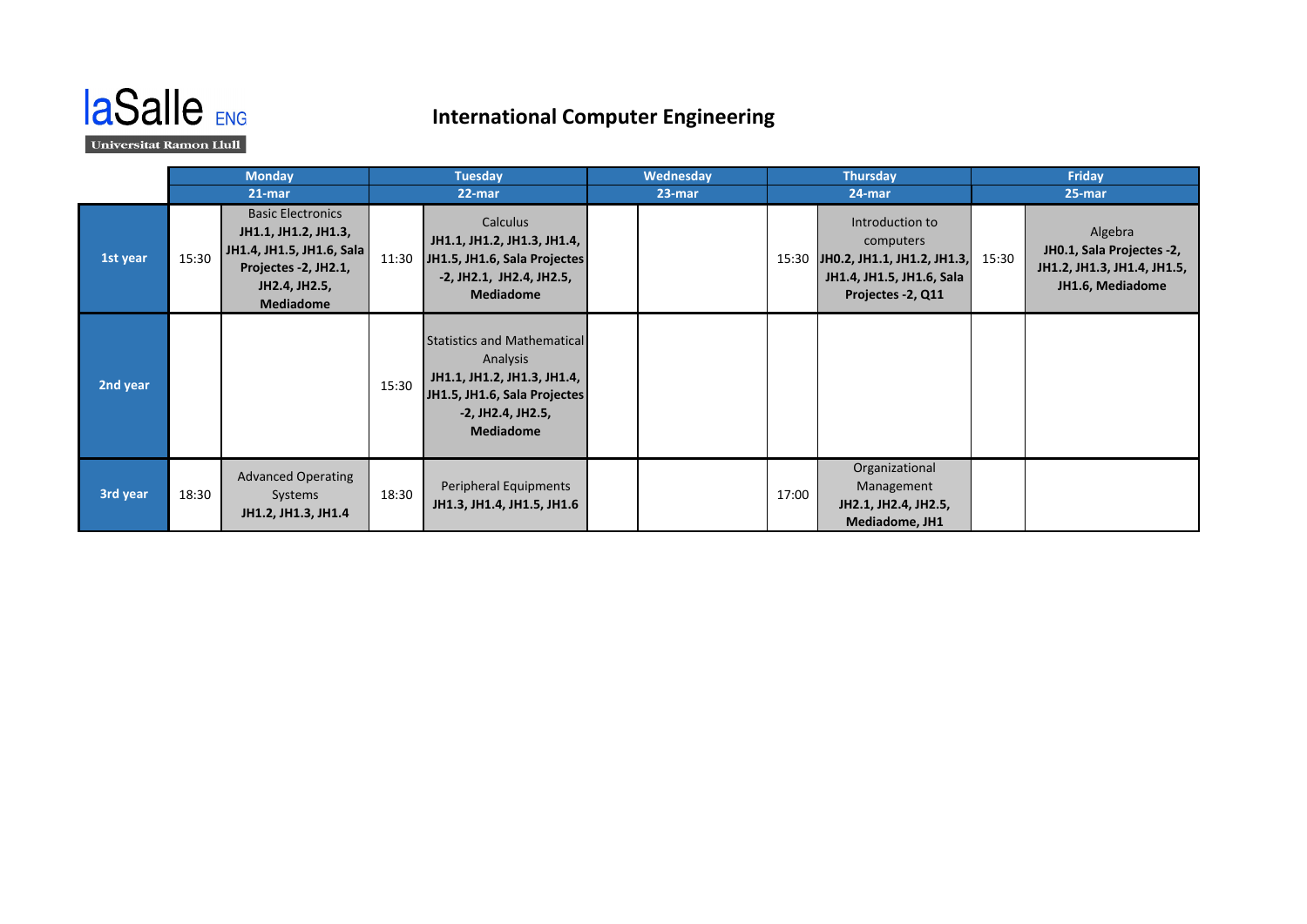laSalle ENG
Universitat Ramon Llull

# International Computer Engineering

| | Monday | | Tuesday | | Wednesday | | Thursday | | Friday | |
|---|---|---|---|---|---|---|---|---|---|---|
| | 21-mar | | 22-mar | | 23-mar | | 24-mar | | 25-mar | |
| **1st year** | 15:30 | Basic Electronics **JH1.1, JH1.2, JH1.3, JH1.4, JH1.5, JH1.6, Sala Projectes -2, JH2.1, JH2.4, JH2.5, Mediadome** | 11:30 | Calculus **JH1.1, JH1.2, JH1.3, JH1.4, JH1.5, JH1.6, Sala Projectes -2, JH2.1, JH2.4, JH2.5, Mediadome** | | | 15:30 | Introduction to computers **JH0.2, JH1.1, JH1.2, JH1.3, JH1.4, JH1.5, JH1.6, Sala Projectes -2, Q11** | 15:30 | Algebra **JH0.1, Sala Projectes -2, JH1.2, JH1.3, JH1.4, JH1.5, JH1.6, Mediadome** |
| **2nd year** | | | 15:30 | Statistics and Mathematical Analysis **JH1.1, JH1.2, JH1.3, JH1.4, JH1.5, JH1.6, Sala Projectes -2, JH2.4, JH2.5, Mediadome** | | | | | | |
| **3rd year** | 18:30 | Advanced Operating Systems **JH1.2, JH1.3, JH1.4** | 18:30 | Peripheral Equipments **JH1.3, JH1.4, JH1.5, JH1.6** | | | 17:00 | Organizational Management **JH2.1, JH2.4, JH2.5, Mediadome, JH1** | | |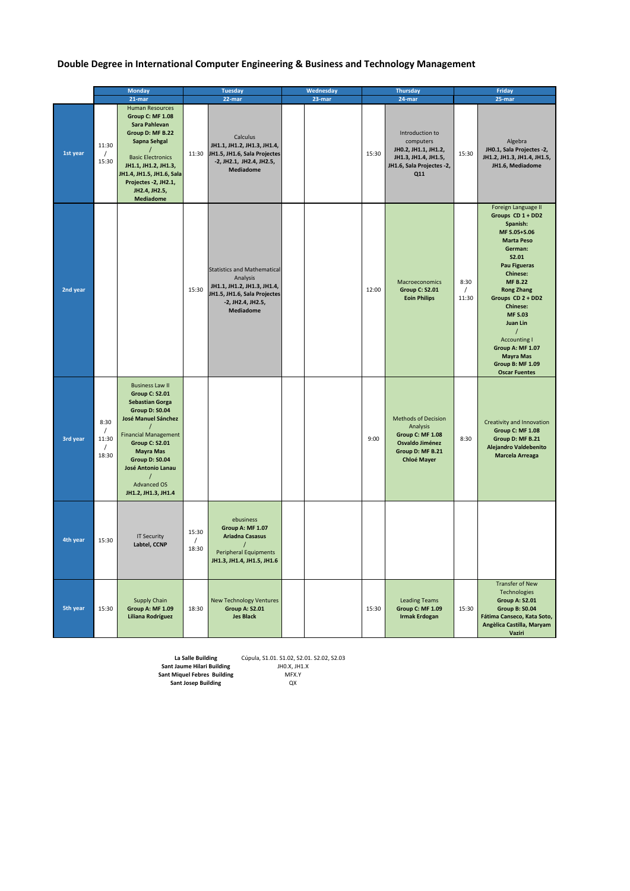# Double Degree in International Computer Engineering & Business and Technology Management

| | Monday | | Tuesday | | Wednesday | | Thursday | | Friday | |
|---|---|---|---|---|---|---|---|---|---|---|
| | 21-mar | | 22-mar | | 23-mar | | 24-mar | | 25-mar | |
| **1st year** | 11:30 / 15:30 | Human Resources **Group C: MF 1.08** **Sara Pahlevan** **Group D: MF B.22** **Sapna Sehgal** / Basic Electronics **JH1.1, JH1.2, JH1.3, JH1.4, JH1.5, JH1.6, Sala Projectes -2, JH2.1, JH2.4, JH2.5, Mediadome** | 11:30 | Calculus **JH1.1, JH1.2, JH1.3, JH1.4, JH1.5, JH1.6, Sala Projectes -2, JH2.1, JH2.4, JH2.5, Mediadome** | | | 15:30 | Introduction to computers **JH0.2, JH1.1, JH1.2, JH1.3, JH1.4, JH1.5, JH1.6, Sala Projectes -2, Q11** | 15:30 | Algebra **JH0.1, Sala Projectes -2, JH1.2, JH1.3, JH1.4, JH1.5, JH1.6, Mediadome** |
| **2nd year** | | | 15:30 | Statistics and Mathematical Analysis **JH1.1, JH1.2, JH1.3, JH1.4, JH1.5, JH1.6, Sala Projectes -2, JH2.4, JH2.5, Mediadome** | | | 12:00 | Macroeconomics **Group C: S2.01** **Eoin Philips** | 8:30 / 11:30 | Foreign Language II **Groups CD 1 + DD2** **Spanish:** **MF S.05+S.06** **Marta Peso** **German:** **S2.01** **Pau Figueras** **Chinese:** **MF B.22** **Rong Zhang** **Groups CD 2 + DD2** **Chinese:** **MF S.03** **Juan Lin** / Accounting I **Group A: MF 1.07** **Mayra Mas** **Group B: MF 1.09** **Oscar Fuentes** |
| **3rd year** | 8:30 / 11:30 / 18:30 | Business Law II **Group C: S2.01** **Sebastian Gorga** **Group D: S0.04** **José Manuel Sánchez** / Financial Management **Group C: S2.01** **Mayra Mas** **Group D: S0.04** **José Antonio Lanau** / Advanced OS **JH1.2, JH1.3, JH1.4** | | | | | 9:00 | Methods of Decision Analysis **Group C: MF 1.08** **Osvaldo Jiménez** **Group D: MF B.21** **Chloé Mayer** | 8:30 | Creativity and Innovation **Group C: MF 1.08** **Group D: MF B.21** **Alejandro Valdebenito** **Marcela Arreaga** |
| **4th year** | 15:30 | IT Security **Labtel, CCNP** | 15:30 / 18:30 | ebusiness **Group A: MF 1.07** **Ariadna Casasus** / Peripheral Equipments **JH1.3, JH1.4, JH1.5, JH1.6** | | | | | | |
| **5th year** | 15:30 | Supply Chain **Group A: MF 1.09** **Liliana Rodríguez** | 18:30 | New Technology Ventures **Group A: S2.01** **Jes Black** | | | 15:30 | Leading Teams **Group C: MF 1.09** **Irmak Erdogan** | 15:30 | Transfer of New Technologies **Group A: S2.01** **Group B: S0.04** **Fátima Canseco, Kata Soto, Angèlica Castilla, Maryam Vaziri** |

| | |
|---|---|
| **La Salle Building** | Cúpula, S1.01. S1.02, S2.01. S2.02, S2.03 |
| **Sant Jaume Hilari Building** | JH0.X, JH1.X |
| **Sant Miquel Febres Building** | MFX.Y |
| **Sant Josep Building** | QX |